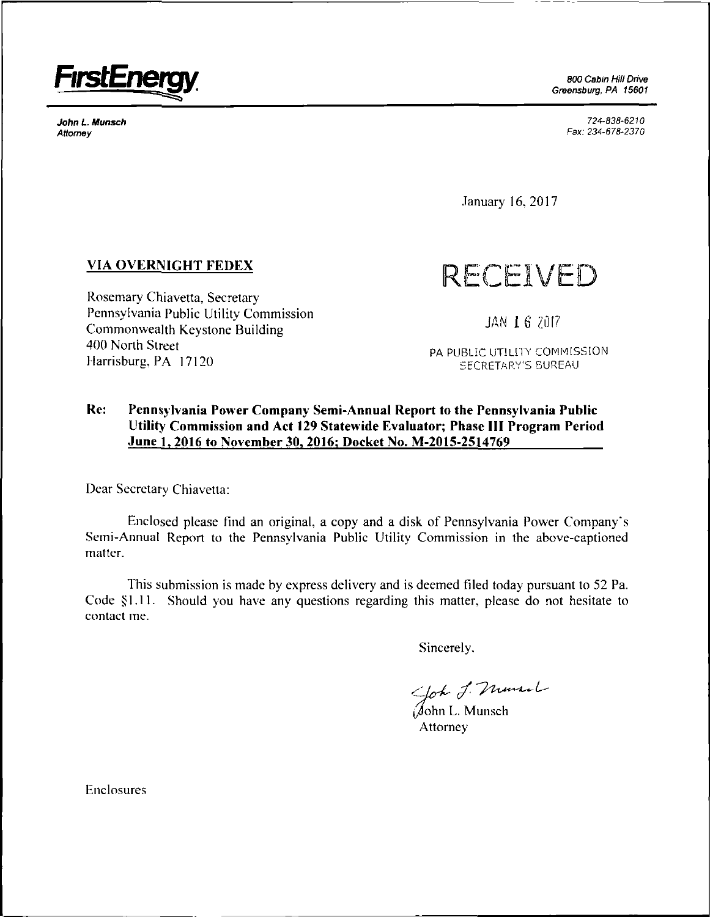**FirstEnergy**

*800 Cabin Hill Drive*
*Greensburg, PA 15601*

***John L. Munsch***
*Attorney*

*724-838-6210*
*Fax: 234-678-2370*

January 16, 2017

**VIA OVERNIGHT FEDEX**

RECEIVED

JAN 16 2017

PA PUBLIC UTILITY COMMISSION
SECRETARY'S BUREAU

Rosemary Chiavetta, Secretary
Pennsylvania Public Utility Commission
Commonwealth Keystone Building
400 North Street
Harrisburg, PA 17120

**Re: Pennsylvania Power Company Semi-Annual Report to the Pennsylvania Public Utility Commission and Act 129 Statewide Evaluator; Phase III Program Period June 1, 2016 to November 30, 2016; Docket No. M-2015-2514769**

Dear Secretary Chiavetta:

Enclosed please find an original, a copy and a disk of Pennsylvania Power Company's Semi-Annual Report to the Pennsylvania Public Utility Commission in the above-captioned matter.

This submission is made by express delivery and is deemed filed today pursuant to 52 Pa. Code §1.11. Should you have any questions regarding this matter, please do not hesitate to contact me.

Sincerely,

John L. Munsch
Attorney

Enclosures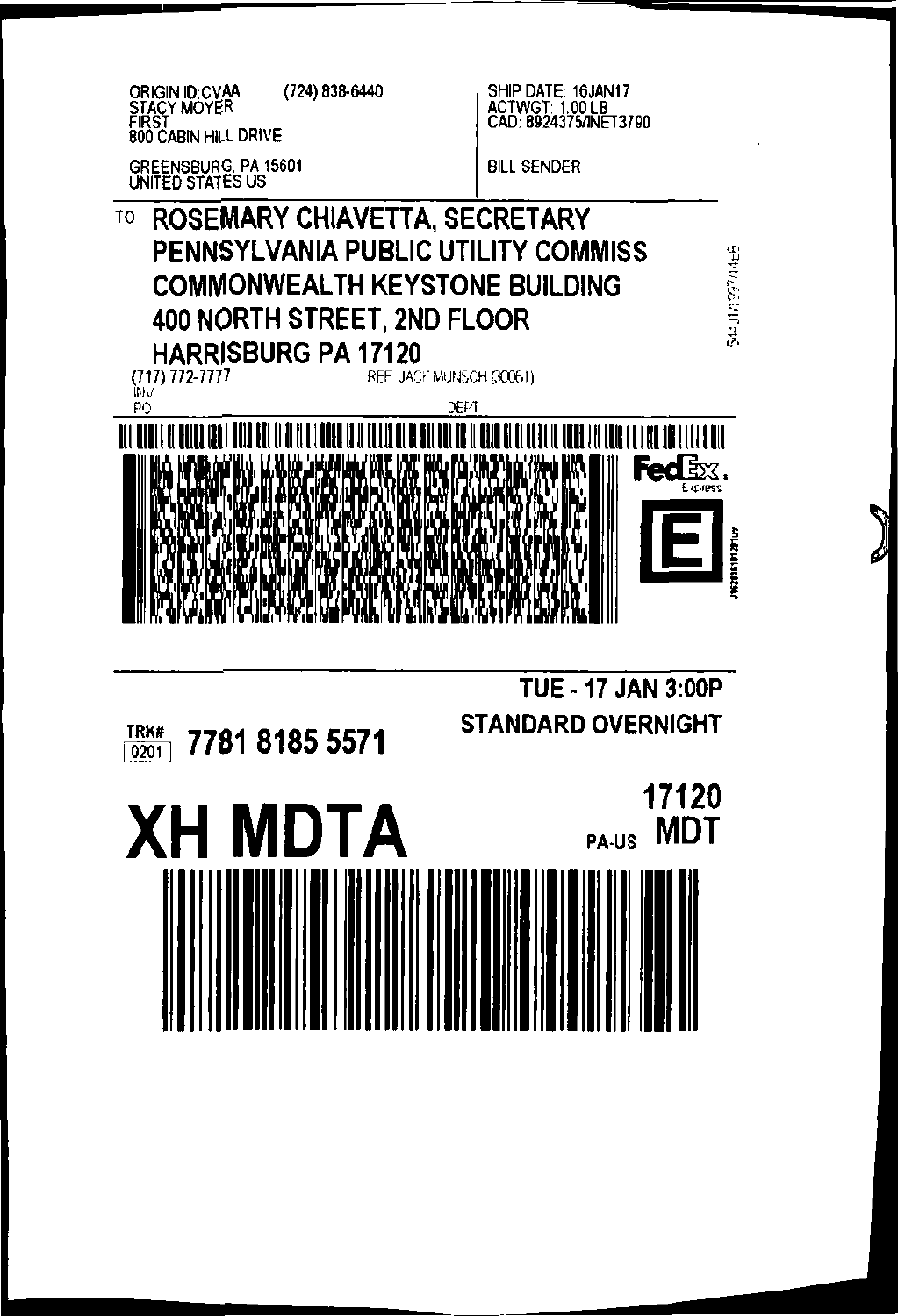ORIGIN ID:CVAA (724) 838-6440
STACY MOYER
FIRST
800 CABIN HILL DRIVE

GREENSBURG, PA 15601
UNITED STATES US

SHIP DATE: 16JAN17
ACTWGT: 1.00 LB
CAD: 8924375/INET3790

BILL SENDER

TO **ROSEMARY CHIAVETTA, SECRETARY**
**PENNSYLVANIA PUBLIC UTILITY COMMISS**
**COMMONWEALTH KEYSTONE BUILDING**
**400 NORTH STREET, 2ND FLOOR**
**HARRISBURG PA 17120**

(717) 772-7777 REF: JACK MUNSCH (30061)
INV
PO DEPT

FedEx Express

E

**TUE - 17 JAN 3:00P**
**STANDARD OVERNIGHT**

TRK# 0201 **7781 8185 5571**

# XH MDTA

**17120**
PA-US **MDT**